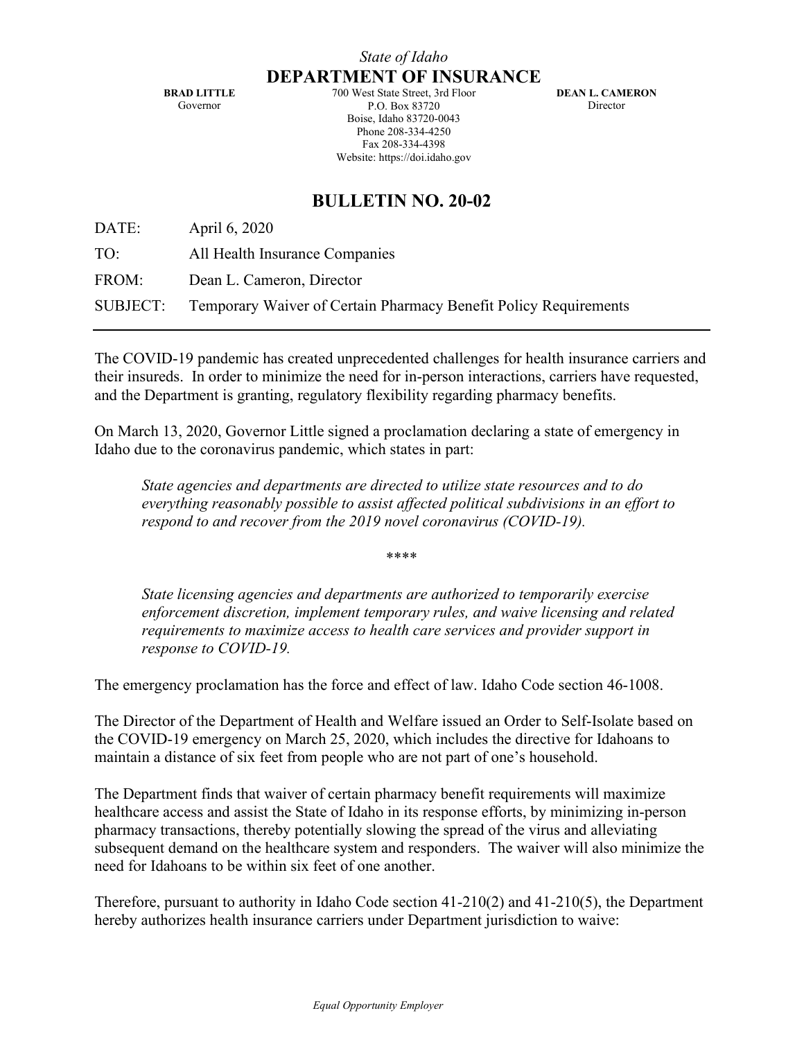*State of Idaho*

**DEPARTMENT OF INSURANCE**

**BRAD LITTLE**
Governor

700 West State Street, 3rd Floor
P.O. Box 83720
Boise, Idaho 83720-0043
Phone 208-334-4250
Fax 208-334-4398
Website: https://doi.idaho.gov

**DEAN L. CAMERON**
Director

# BULLETIN NO. 20-02

| | |
|---|---|
| DATE: | April 6, 2020 |
| TO: | All Health Insurance Companies |
| FROM: | Dean L. Cameron, Director |
| SUBJECT: | Temporary Waiver of Certain Pharmacy Benefit Policy Requirements |

---

The COVID-19 pandemic has created unprecedented challenges for health insurance carriers and their insureds. In order to minimize the need for in-person interactions, carriers have requested, and the Department is granting, regulatory flexibility regarding pharmacy benefits.

On March 13, 2020, Governor Little signed a proclamation declaring a state of emergency in Idaho due to the coronavirus pandemic, which states in part:

> *State agencies and departments are directed to utilize state resources and to do everything reasonably possible to assist affected political subdivisions in an effort to respond to and recover from the 2019 novel coronavirus (COVID-19).*
>
> ****
>
> *State licensing agencies and departments are authorized to temporarily exercise enforcement discretion, implement temporary rules, and waive licensing and related requirements to maximize access to health care services and provider support in response to COVID-19.*

The emergency proclamation has the force and effect of law. Idaho Code section 46-1008.

The Director of the Department of Health and Welfare issued an Order to Self-Isolate based on the COVID-19 emergency on March 25, 2020, which includes the directive for Idahoans to maintain a distance of six feet from people who are not part of one's household.

The Department finds that waiver of certain pharmacy benefit requirements will maximize healthcare access and assist the State of Idaho in its response efforts, by minimizing in-person pharmacy transactions, thereby potentially slowing the spread of the virus and alleviating subsequent demand on the healthcare system and responders. The waiver will also minimize the need for Idahoans to be within six feet of one another.

Therefore, pursuant to authority in Idaho Code section 41-210(2) and 41-210(5), the Department hereby authorizes health insurance carriers under Department jurisdiction to waive: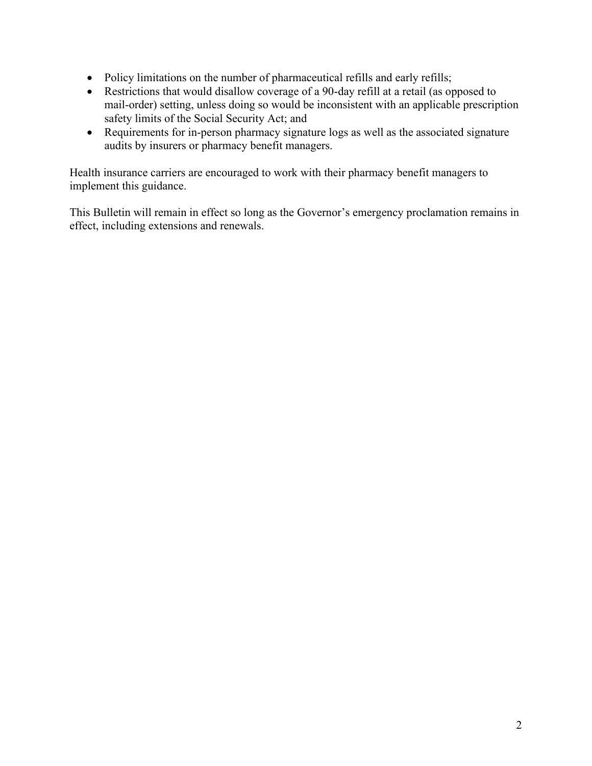- Policy limitations on the number of pharmaceutical refills and early refills;
- Restrictions that would disallow coverage of a 90-day refill at a retail (as opposed to mail-order) setting, unless doing so would be inconsistent with an applicable prescription safety limits of the Social Security Act; and
- Requirements for in-person pharmacy signature logs as well as the associated signature audits by insurers or pharmacy benefit managers.

Health insurance carriers are encouraged to work with their pharmacy benefit managers to implement this guidance.

This Bulletin will remain in effect so long as the Governor's emergency proclamation remains in effect, including extensions and renewals.